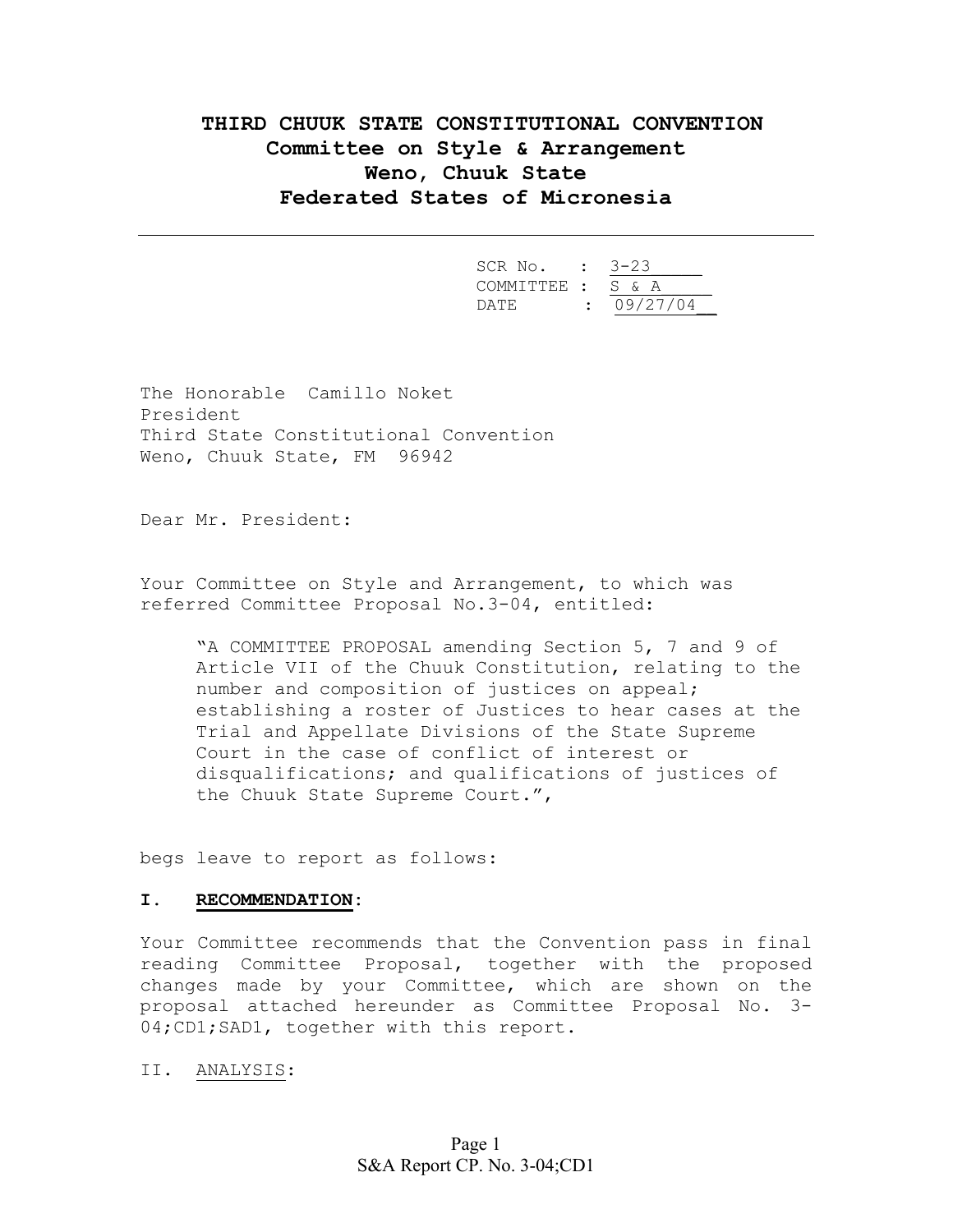# THIRD CHUUK STATE CONSTITUTIONAL CONVENTION
## Committee on Style & Arrangement
## Weno, Chuuk State
## Federated States of Micronesia

---

SCR No. : 3-23
COMMITTEE : S & A
DATE : 09/27/04

The Honorable Camillo Noket
President
Third State Constitutional Convention
Weno, Chuuk State, FM 96942

Dear Mr. President:

Your Committee on Style and Arrangement, to which was referred Committee Proposal No.3-04, entitled:

> "A COMMITTEE PROPOSAL amending Section 5, 7 and 9 of Article VII of the Chuuk Constitution, relating to the number and composition of justices on appeal; establishing a roster of Justices to hear cases at the Trial and Appellate Divisions of the State Supreme Court in the case of conflict of interest or disqualifications; and qualifications of justices of the Chuuk State Supreme Court.",

begs leave to report as follows:

**I. RECOMMENDATION:**

Your Committee recommends that the Convention pass in final reading Committee Proposal, together with the proposed changes made by your Committee, which are shown on the proposal attached hereunder as Committee Proposal No. 3-04;CD1;SAD1, together with this report.

II. ANALYSIS: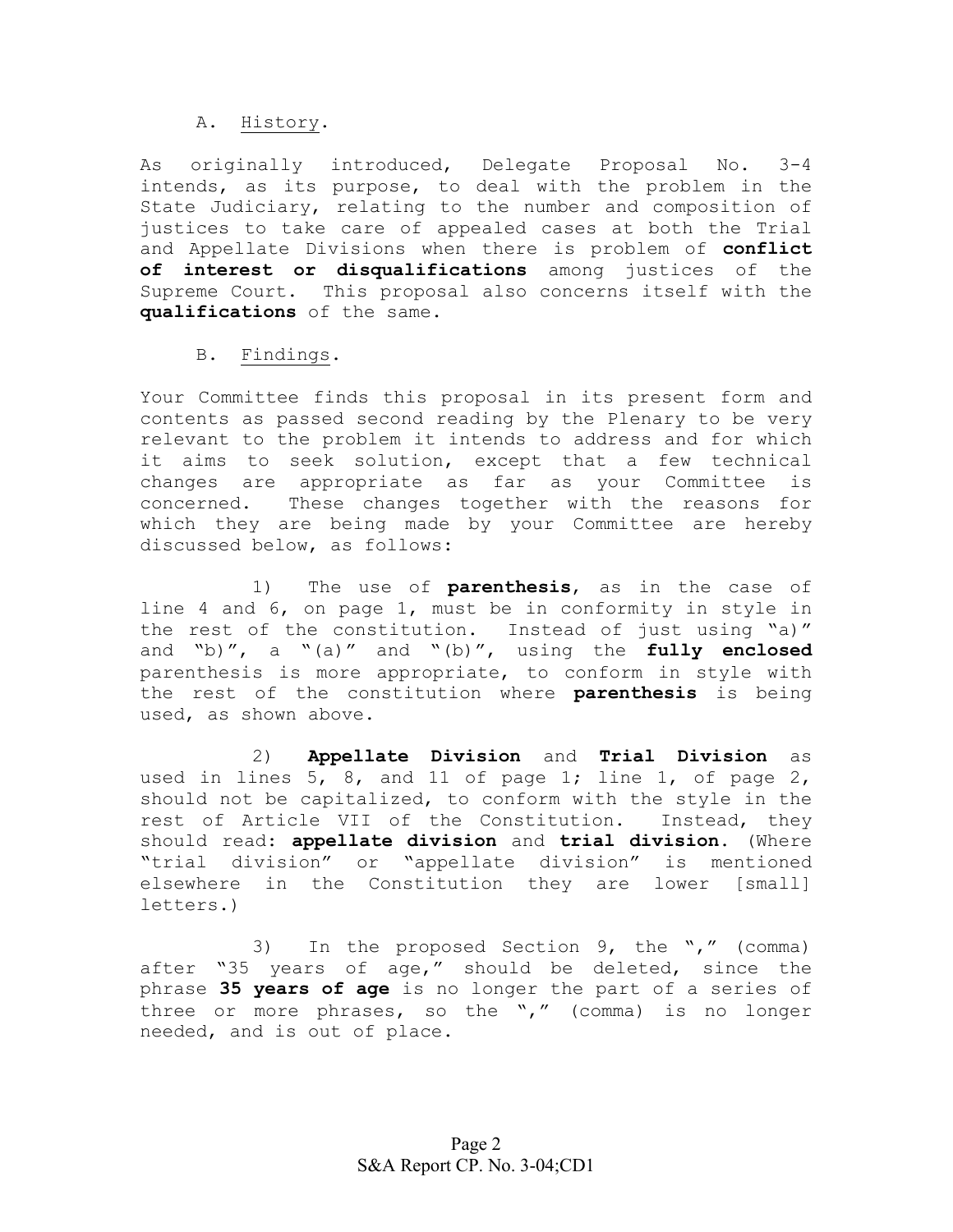A. History.

As originally introduced, Delegate Proposal No. 3-4 intends, as its purpose, to deal with the problem in the State Judiciary, relating to the number and composition of justices to take care of appealed cases at both the Trial and Appellate Divisions when there is problem of **conflict of interest or disqualifications** among justices of the Supreme Court. This proposal also concerns itself with the **qualifications** of the same.

B. Findings.

Your Committee finds this proposal in its present form and contents as passed second reading by the Plenary to be very relevant to the problem it intends to address and for which it aims to seek solution, except that a few technical changes are appropriate as far as your Committee is concerned. These changes together with the reasons for which they are being made by your Committee are hereby discussed below, as follows:

1) The use of **parenthesis**, as in the case of line 4 and 6, on page 1, must be in conformity in style in the rest of the constitution. Instead of just using "a)" and "b)", a "(a)" and "(b)", using the **fully enclosed** parenthesis is more appropriate, to conform in style with the rest of the constitution where **parenthesis** is being used, as shown above.

2) **Appellate Division** and **Trial Division** as used in lines 5, 8, and 11 of page 1; line 1, of page 2, should not be capitalized, to conform with the style in the rest of Article VII of the Constitution. Instead, they should read: **appellate division** and **trial division**. (Where "trial division" or "appellate division" is mentioned elsewhere in the Constitution they are lower [small] letters.)

3) In the proposed Section 9, the "," (comma) after "35 years of age," should be deleted, since the phrase **35 years of age** is no longer the part of a series of three or more phrases, so the "," (comma) is no longer needed, and is out of place.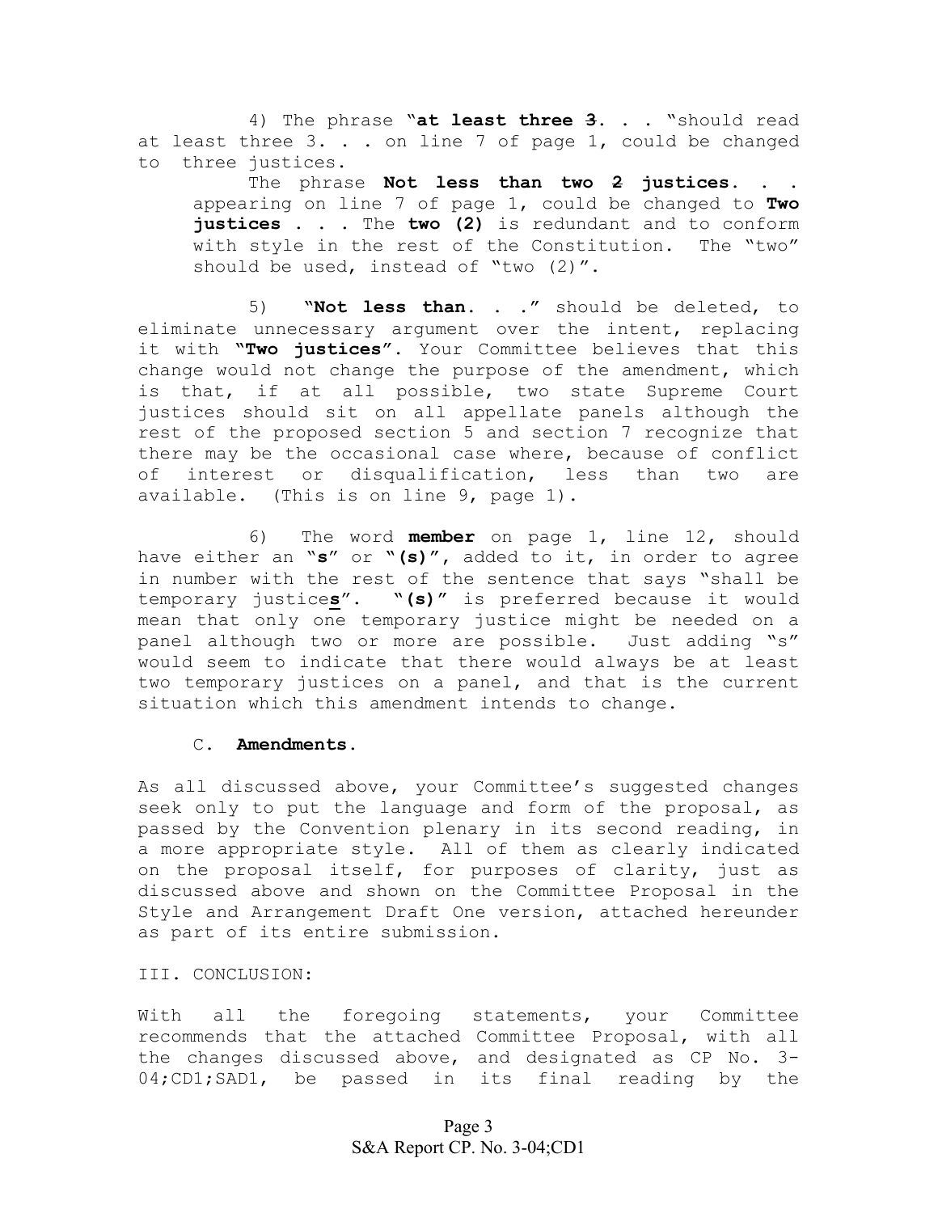4) The phrase "**at least three** ~~3~~. . . "should read at least three 3. . . on line 7 of page 1, could be changed to three justices.

The phrase **Not less than two** ~~2~~ **justices. . .** appearing on line 7 of page 1, could be changed to **Two justices . . .** The **two (2)** is redundant and to conform with style in the rest of the Constitution. The "two" should be used, instead of "two (2)".

5) "**Not less than. . .**" should be deleted, to eliminate unnecessary argument over the intent, replacing it with "**Two justices**". Your Committee believes that this change would not change the purpose of the amendment, which is that, if at all possible, two state Supreme Court justices should sit on all appellate panels although the rest of the proposed section 5 and section 7 recognize that there may be the occasional case where, because of conflict of interest or disqualification, less than two are available. (This is on line 9, page 1).

6) The word **member** on page 1, line 12, should have either an "**s**" or "**(s)**", added to it, in order to agree in number with the rest of the sentence that says "shall be temporary justice**s**". "**(s)**" is preferred because it would mean that only one temporary justice might be needed on a panel although two or more are possible. Just adding "s" would seem to indicate that there would always be at least two temporary justices on a panel, and that is the current situation which this amendment intends to change.

C. **Amendments.**

As all discussed above, your Committee's suggested changes seek only to put the language and form of the proposal, as passed by the Convention plenary in its second reading, in a more appropriate style. All of them as clearly indicated on the proposal itself, for purposes of clarity, just as discussed above and shown on the Committee Proposal in the Style and Arrangement Draft One version, attached hereunder as part of its entire submission.

III. CONCLUSION:

With all the foregoing statements, your Committee recommends that the attached Committee Proposal, with all the changes discussed above, and designated as CP No. 3-04;CD1;SAD1, be passed in its final reading by the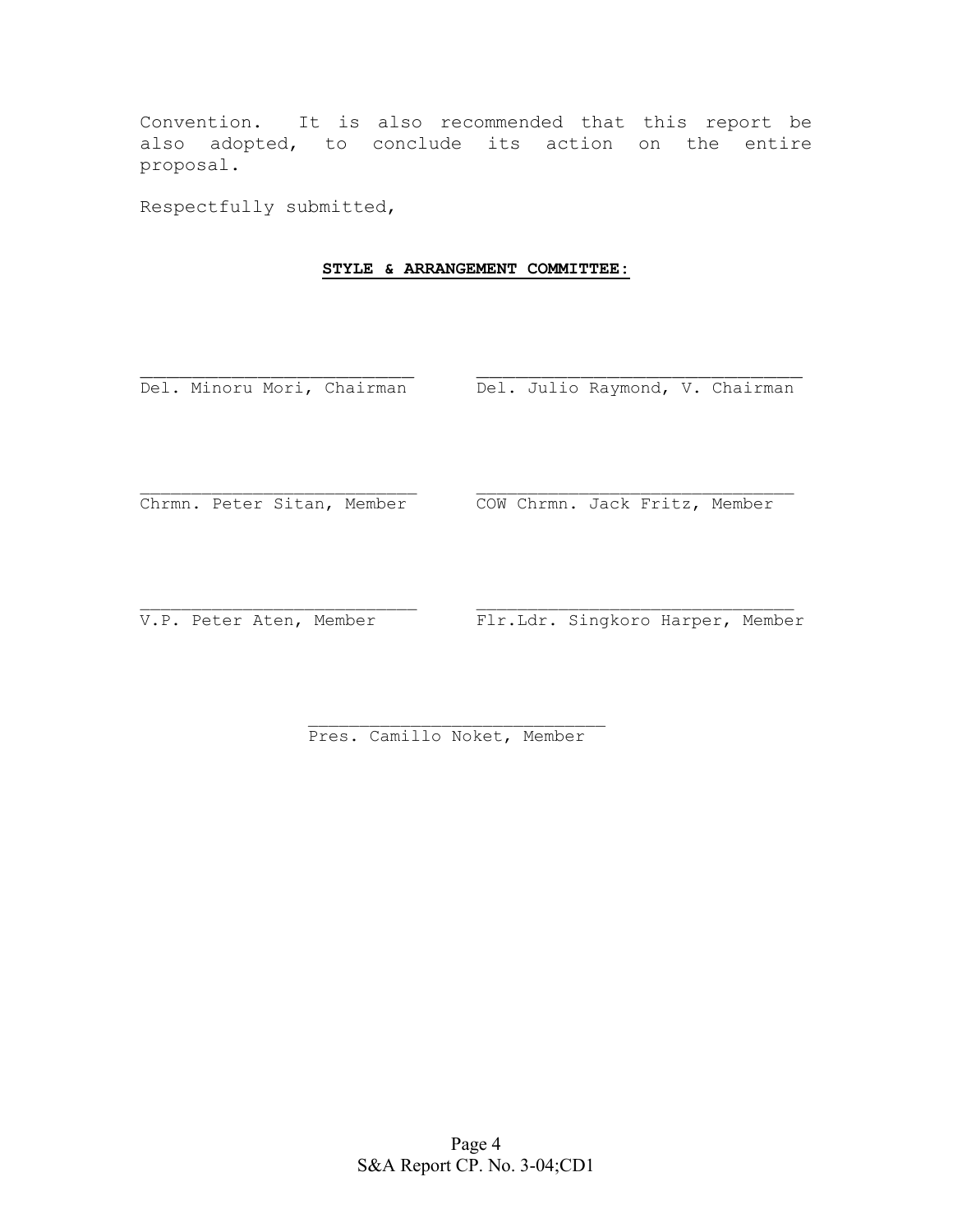Convention. It is also recommended that this report be also adopted, to conclude its action on the entire proposal.

Respectfully submitted,

**STYLE & ARRANGEMENT COMMITTEE:**

| | |
|---|---|
| Del. Minoru Mori, Chairman | Del. Julio Raymond, V. Chairman |
| Chrmn. Peter Sitan, Member | COW Chrmn. Jack Fritz, Member |
| V.P. Peter Aten, Member | Flr.Ldr. Singkoro Harper, Member |

Pres. Camillo Noket, Member

S&A Report CP. No. 3-04;CD1